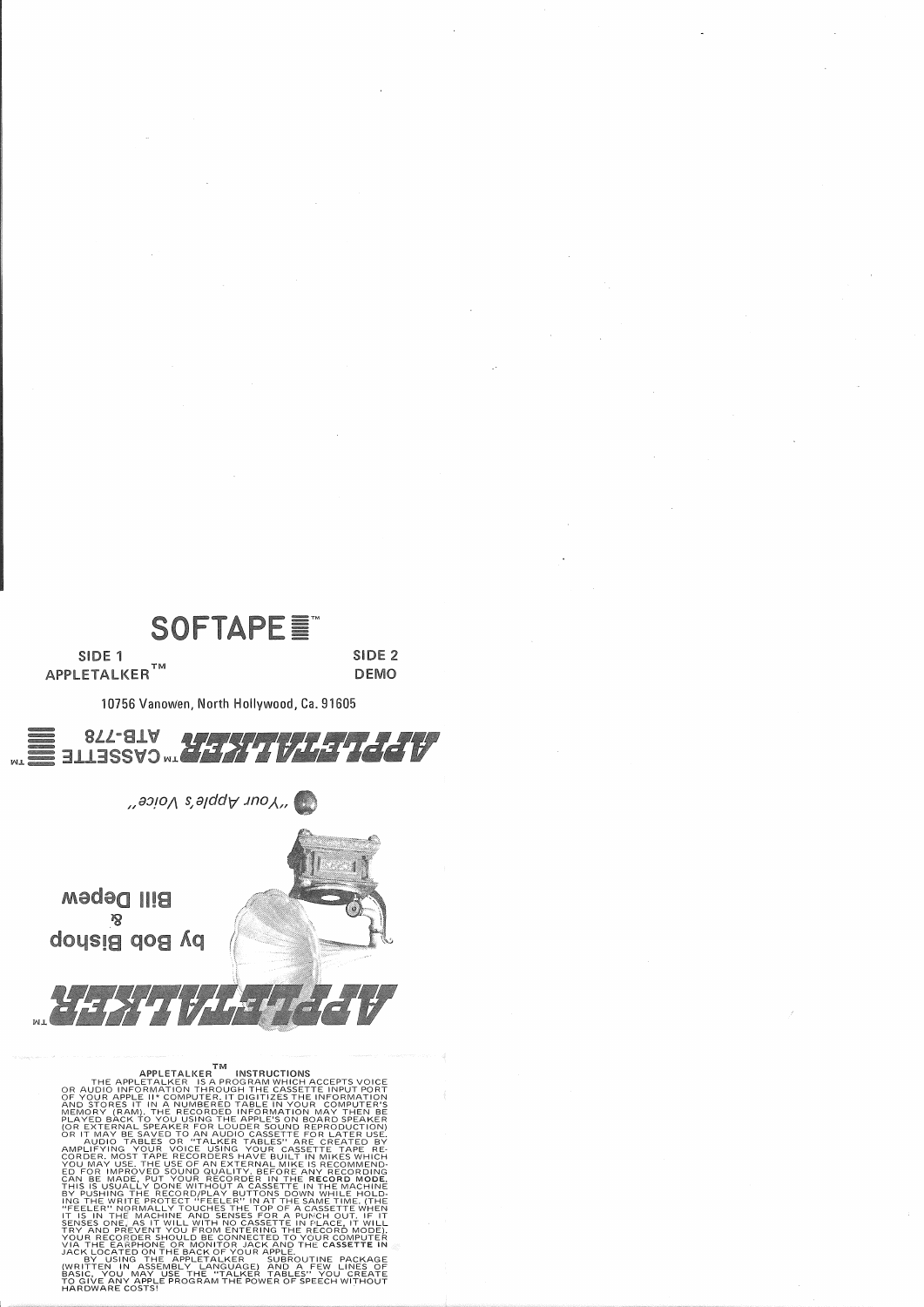# SOFTAPE™

**SIDE 1**
**APPLETALKER™**

**SIDE 2**
**DEMO**

10756 Vanowen, North Hollywood, Ca. 91605

**APPLETALKER™ CASSETTE™ ATB-778**

*"Your Apple's Voice"*

by Bob Bishop
&
Bill Depew

**APPLETALKER™**

## APPLETALKER™ INSTRUCTIONS

THE APPLETALKER IS A PROGRAM WHICH ACCEPTS VOICE OR AUDIO INFORMATION THROUGH THE CASSETTE INPUT PORT OF YOUR APPLE II* COMPUTER. IT DIGITIZES THE INFORMATION AND STORES IT IN A NUMBERED TABLE IN YOUR COMPUTER'S MEMORY (RAM). THE RECORDED INFORMATION MAY THEN BE PLAYED BACK TO YOU USING THE APPLE'S ON BOARD SPEAKER (OR EXTERNAL SPEAKER FOR LOUDER SOUND REPRODUCTION) OR IT MAY BE SAVED TO AN AUDIO CASSETTE FOR LATER USE.

AUDIO TABLES OR "TALKER TABLES" ARE CREATED BY AMPLIFYING YOUR VOICE USING YOUR CASSETTE TAPE RECORDER. MOST TAPE RECORDERS HAVE BUILT IN MIKES WHICH YOU MAY USE. THE USE OF AN EXTERNAL MIKE IS RECOMMENDED FOR IMPROVED SOUND QUALITY. BEFORE ANY RECORDING CAN BE MADE, PUT YOUR RECORDER IN THE **RECORD MODE**. THIS IS USUALLY DONE WITHOUT A CASSETTE IN THE MACHINE BY PUSHING THE RECORD/PLAY BUTTONS DOWN WHILE HOLDING THE WRITE PROTECT "FEELER" IN AT THE SAME TIME. (THE "FEELER" NORMALLY TOUCHES THE TOP OF A CASSETTE WHEN IT IS IN THE MACHINE AND SENSES FOR A PUNCH OUT. IF IT SENSES ONE, AS IT WILL WITH NO CASSETTE IN PLACE, IT WILL TRY AND PREVENT YOU FROM ENTERING THE RECORD MODE). YOUR RECORDER SHOULD BE CONNECTED TO YOUR COMPUTER VIA THE EARPHONE OR MONITOR JACK AND THE **CASSETTE IN** JACK LOCATED ON THE BACK OF YOUR APPLE.

BY USING THE APPLETALKER SUBROUTINE PACKAGE (WRITTEN IN ASSEMBLY LANGUAGE) AND A FEW LINES OF BASIC, YOU MAY USE THE "TALKER TABLES" YOU CREATE TO GIVE ANY APPLE PROGRAM THE POWER OF SPEECH WITHOUT HARDWARE COSTS!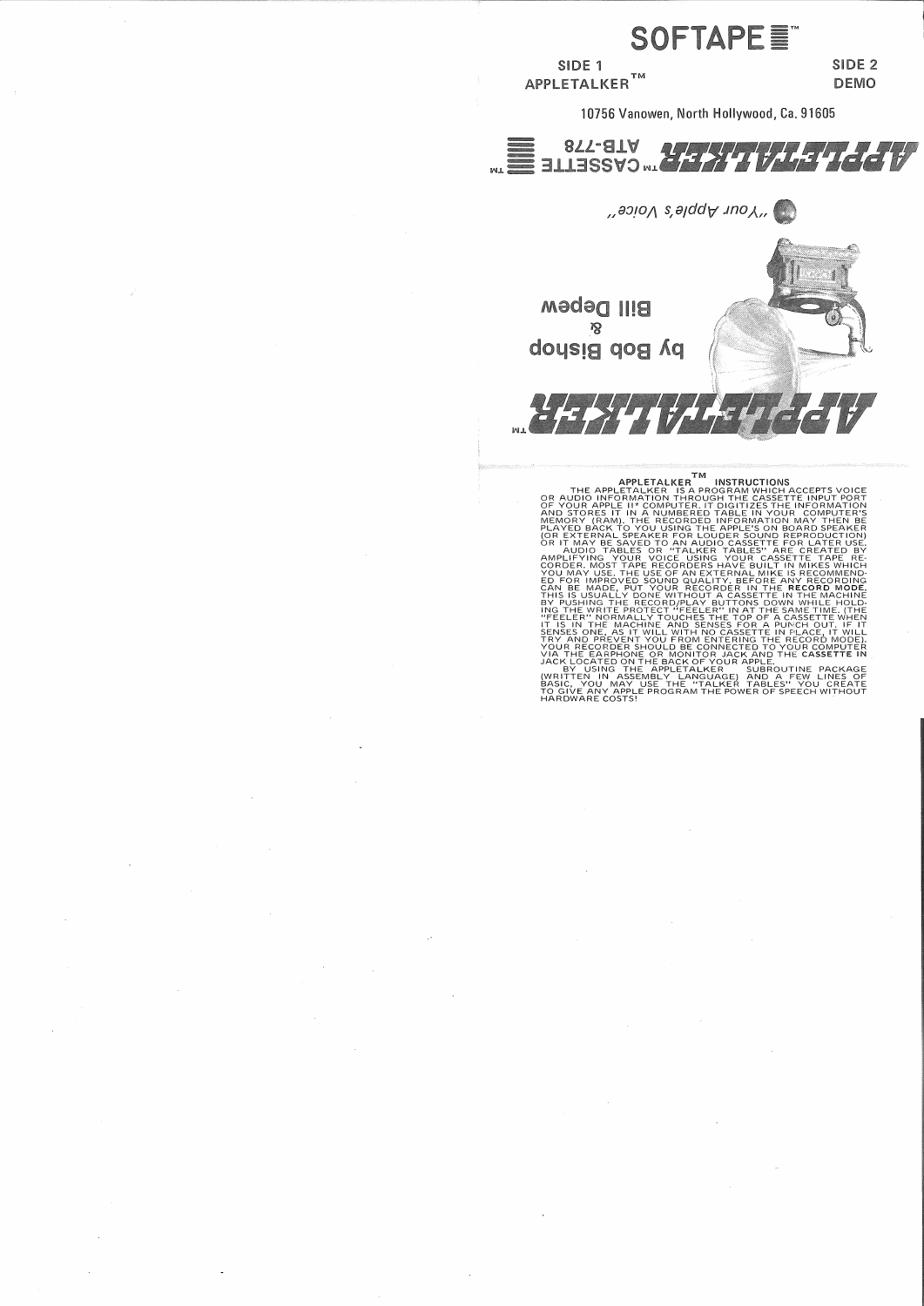# SOFTAPE™

**SIDE 1**
**APPLETALKER™**

**SIDE 2**
**DEMO**

10756 Vanowen, North Hollywood, Ca. 91605

APPLETALKER™ CASSETTE™
ATB-778

"Your Apple's Voice"

by Bob Bishop
&
Bill Depew

APPLETALKER™

## APPLETALKER™ INSTRUCTIONS

THE APPLETALKER IS A PROGRAM WHICH ACCEPTS VOICE OR AUDIO INFORMATION THROUGH THE CASSETTE INPUT PORT OF YOUR APPLE II* COMPUTER. IT DIGITIZES THE INFORMATION AND STORES IT IN A NUMBERED TABLE IN YOUR COMPUTER'S MEMORY (RAM). THE RECORDED INFORMATION MAY THEN BE PLAYED BACK TO YOU USING THE APPLE'S ON BOARD SPEAKER (OR EXTERNAL SPEAKER FOR LOUDER SOUND REPRODUCTION) OR IT MAY BE SAVED TO AN AUDIO CASSETTE FOR LATER USE.

AUDIO TABLES OR "TALKER TABLES" ARE CREATED BY AMPLIFYING YOUR VOICE USING YOUR CASSETTE TAPE RECORDER. MOST TAPE RECORDERS HAVE BUILT IN MIKES WHICH YOU MAY USE. THE USE OF AN EXTERNAL MIKE IS RECOMMENDED FOR IMPROVED SOUND QUALITY. BEFORE ANY RECORDING CAN BE MADE, PUT YOUR RECORDER IN THE **RECORD MODE.** THIS IS USUALLY DONE WITHOUT A CASSETTE IN THE MACHINE BY PUSHING THE RECORD/PLAY BUTTONS DOWN WHILE HOLDING THE WRITE PROTECT "FEELER" IN AT THE SAME TIME. (THE "FEELER" NORMALLY TOUCHES THE TOP OF A CASSETTE WHEN IT IS IN THE MACHINE AND SENSES FOR A PUNCH OUT. IF IT SENSES ONE, AS IT WILL WITH NO CASSETTE IN PLACE, IT WILL TRY AND PREVENT YOU FROM ENTERING THE RECORD MODE). YOUR RECORDER SHOULD BE CONNECTED TO YOUR COMPUTER VIA THE EARPHONE OR MONITOR JACK AND THE **CASSETTE IN** JACK LOCATED ON THE BACK OF YOUR APPLE.

BY USING THE APPLETALKER SUBROUTINE PACKAGE (WRITTEN IN ASSEMBLY LANGUAGE) AND A FEW LINES OF BASIC, YOU MAY USE THE "TALKER TABLES" YOU CREATE TO GIVE ANY APPLE PROGRAM THE POWER OF SPEECH WITHOUT HARDWARE COSTS!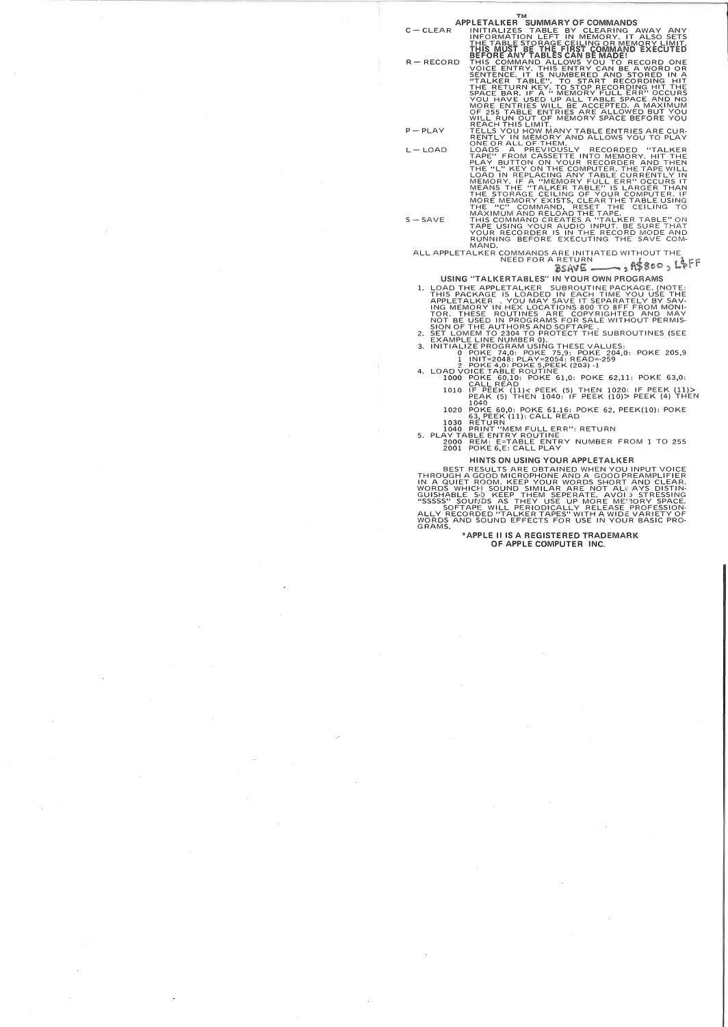# APPLETALKER™ SUMMARY OF COMMANDS

**C — CLEAR** INITIALIZES TABLE BY CLEARING AWAY ANY INFORMATION LEFT IN MEMORY. IT ALSO SETS THE TABLE STORAGE CEILING OR MEMORY LIMIT. **THIS MUST BE THE FIRST COMMAND EXECUTED BEFORE ANY TABLES CAN BE MADE!**

**R — RECORD** THIS COMMAND ALLOWS YOU TO RECORD ONE VOICE ENTRY. THIS ENTRY CAN BE A WORD OR SENTENCE. IT IS NUMBERED AND STORED IN A "TALKER TABLE". TO START RECORDING HIT THE RETURN KEY. TO STOP RECORDING HIT THE SPACE BAR. IF A " MEMORY FULL ERR" OCCURS YOU HAVE USED UP ALL TABLE SPACE AND NO MORE ENTRIES WILL BE ACCEPTED. A MAXIMUM OF 255 TABLE ENTRIES ARE ALLOWED BUT YOU WILL RUN OUT OF MEMORY SPACE BEFORE YOU REACH THIS LIMIT.

**P — PLAY** TELLS YOU HOW MANY TABLE ENTRIES ARE CURRENTLY IN MEMORY AND ALLOWS YOU TO PLAY ONE OR ALL OF THEM.

**L — LOAD** LOADS A PREVIOUSLY RECORDED "TALKER TAPE" FROM CASSETTE INTO MEMORY. HIT THE PLAY BUTTON ON YOUR RECORDER AND THEN THE "L" KEY ON THE COMPUTER. THE TAPE WILL LOAD IN REPLACING ANY TABLE CURRENTLY IN MEMORY. IF A "MEMORY FULL ERR" OCCURS IT MEANS THE "TALKER TABLE" IS LARGER THAN THE STORAGE CEILING OF YOUR COMPUTER. IF MORE MEMORY EXISTS, CLEAR THE TABLE USING THE "C" COMMAND, RESET THE CEILING TO MAXIMUM AND RELOAD THE TAPE.

**S — SAVE** THIS COMMAND CREATES A "TALKER TABLE" ON TAPE USING YOUR AUDIO INPUT. BE SURE THAT YOUR RECORDER IS IN THE RECORD MODE AND RUNNING BEFORE EXECUTING THE SAVE COMMAND.

ALL APPLETALKER COMMANDS ARE INITIATED WITHOUT THE NEED FOR A RETURN

*BSAVE ——, A$800, L$FF*

## USING "TALKERTABLES" IN YOUR OWN PROGRAMS

1. LOAD THE APPLETALKER SUBROUTINE PACKAGE. (NOTE: THIS PACKAGE IS LOADED IN EACH TIME YOU USE THE APPLETALKER . YOU MAY SAVE IT SEPARATELY BY SAVING MEMORY IN HEX LOCATIONS 800 TO 8FF FROM MONITOR. THESE ROUTINES ARE COPYRIGHTED AND MAY NOT BE USED IN PROGRAMS FOR SALE WITHOUT PERMISSION OF THE AUTHORS AND SOFTAPE .
2. SET LOMEM TO 2304 TO PROTECT THE SUBROUTINES (SEE EXAMPLE LINE NUMBER 0).
3. INITIALIZE PROGRAM USING THESE VALUES:

```
0 POKE 74,0: POKE 75,9: POKE 204,0: POKE 205,9
1 INIT=2048: PLAY=2054: READ=-259
2 POKE 4,0: POKE 5,PEEK (203) -1
```

4. LOAD VOICE TABLE ROUTINE

```
1000 POKE 60,10: POKE 61,0: POKE 62,11: POKE 63,0:
     CALL READ
1010 IF PEEK (11)< PEEK (5) THEN 1020: IF PEEK (11)>
     PEAK (5) THEN 1040: IF PEEK (10)> PEEK (4) THEN
     1040
1020 POKE 60,0: POKE 61,16: POKE 62, PEEK(10): POKE
     63, PEEK (11): CALL READ
1030 RETURN
1040 PRINT "MEM FULL ERR": RETURN
```

5. PLAY TABLE ENTRY ROUTINE

```
2000 REM: E=TABLE ENTRY NUMBER FROM 1 TO 255
2001 POKE 6,E: CALL PLAY
```

## HINTS ON USING YOUR APPLETALKER

BEST RESULTS ARE OBTAINED WHEN YOU INPUT VOICE THROUGH A GOOD MICROPHONE AND A GOOD PREAMPLIFIER IN A QUIET ROOM. KEEP YOUR WORDS SHORT AND CLEAR. WORDS WHICH SOUND SIMILAR ARE NOT ALWAYS DISTINGUISHABLE SO KEEP THEM SEPERATE. AVOID STRESSING "SSSSS" SOUNDS AS THEY USE UP MORE MEMORY SPACE.

SOFTAPE WILL PERIODICALLY RELEASE PROFESSIONALLY RECORDED "TALKER TAPES" WITH A WIDE VARIETY OF WORDS AND SOUND EFFECTS FOR USE IN YOUR BASIC PROGRAMS.

**\*APPLE II IS A REGISTERED TRADEMARK OF APPLE COMPUTER INC.**